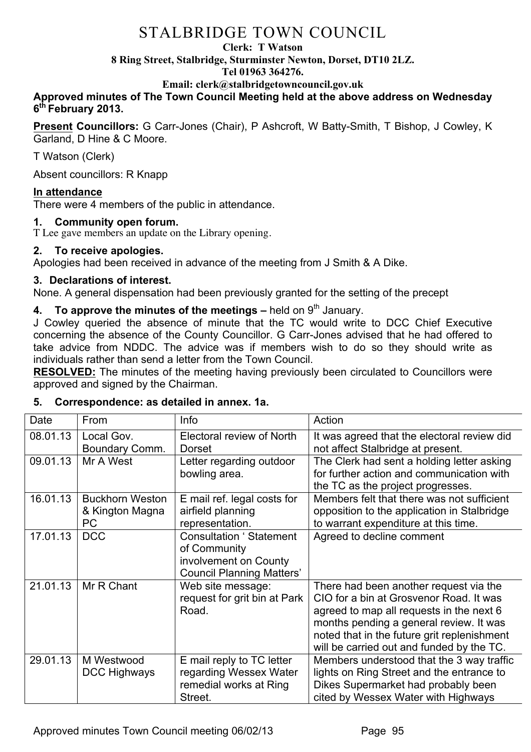# STALBRIDGE TOWN COUNCIL

**Clerk: T Watson**

**8 Ring Street, Stalbridge, Sturminster Newton, Dorset, DT10 2LZ.**

**Tel 01963 364276.**

**Email: clerk@stalbridgetowncouncil.gov.uk**

**Approved minutes of The Town Council Meeting held at the above address on Wednesday 6th February 2013.**

**Present Councillors:** G Carr-Jones (Chair), P Ashcroft, W Batty-Smith, T Bishop, J Cowley, K Garland, D Hine & C Moore.

T Watson (Clerk)

Absent councillors: R Knapp

**In attendance**

There were 4 members of the public in attendance.

### 1. Community open forum.

T Lee gave members an update on the Library opening.

### 2. To receive apologies.

Apologies had been received in advance of the meeting from J Smith & A Dike.

### 3. Declarations of interest.

None. A general dispensation had been previously granted for the setting of the precept

### 4. To approve the minutes of the meetings – held on 9th January.

J Cowley queried the absence of minute that the TC would write to DCC Chief Executive concerning the absence of the County Councillor. G Carr-Jones advised that he had offered to take advice from NDDC. The advice was if members wish to do so they should write as individuals rather than send a letter from the Town Council.

**RESOLVED:** The minutes of the meeting having previously been circulated to Councillors were approved and signed by the Chairman.

### 5. Correspondence: as detailed in annex. 1a.

| Date | From | Info | Action |
|---|---|---|---|
| 08.01.13 | Local Gov. Boundary Comm. | Electoral review of North Dorset | It was agreed that the electoral review did not affect Stalbridge at present. |
| 09.01.13 | Mr A West | Letter regarding outdoor bowling area. | The Clerk had sent a holding letter asking for further action and communication with the TC as the project progresses. |
| 16.01.13 | Buckhorn Weston & Kington Magna PC | E mail ref. legal costs for airfield planning representation. | Members felt that there was not sufficient opposition to the application in Stalbridge to warrant expenditure at this time. |
| 17.01.13 | DCC | Consultation ' Statement of Community involvement on County Council Planning Matters' | Agreed to decline comment |
| 21.01.13 | Mr R Chant | Web site message: request for grit bin at Park Road. | There had been another request via the CIO for a bin at Grosvenor Road. It was agreed to map all requests in the next 6 months pending a general review. It was noted that in the future grit replenishment will be carried out and funded by the TC. |
| 29.01.13 | M Westwood DCC Highways | E mail reply to TC letter regarding Wessex Water remedial works at Ring Street. | Members understood that the 3 way traffic lights on Ring Street and the entrance to Dikes Supermarket had probably been cited by Wessex Water with Highways |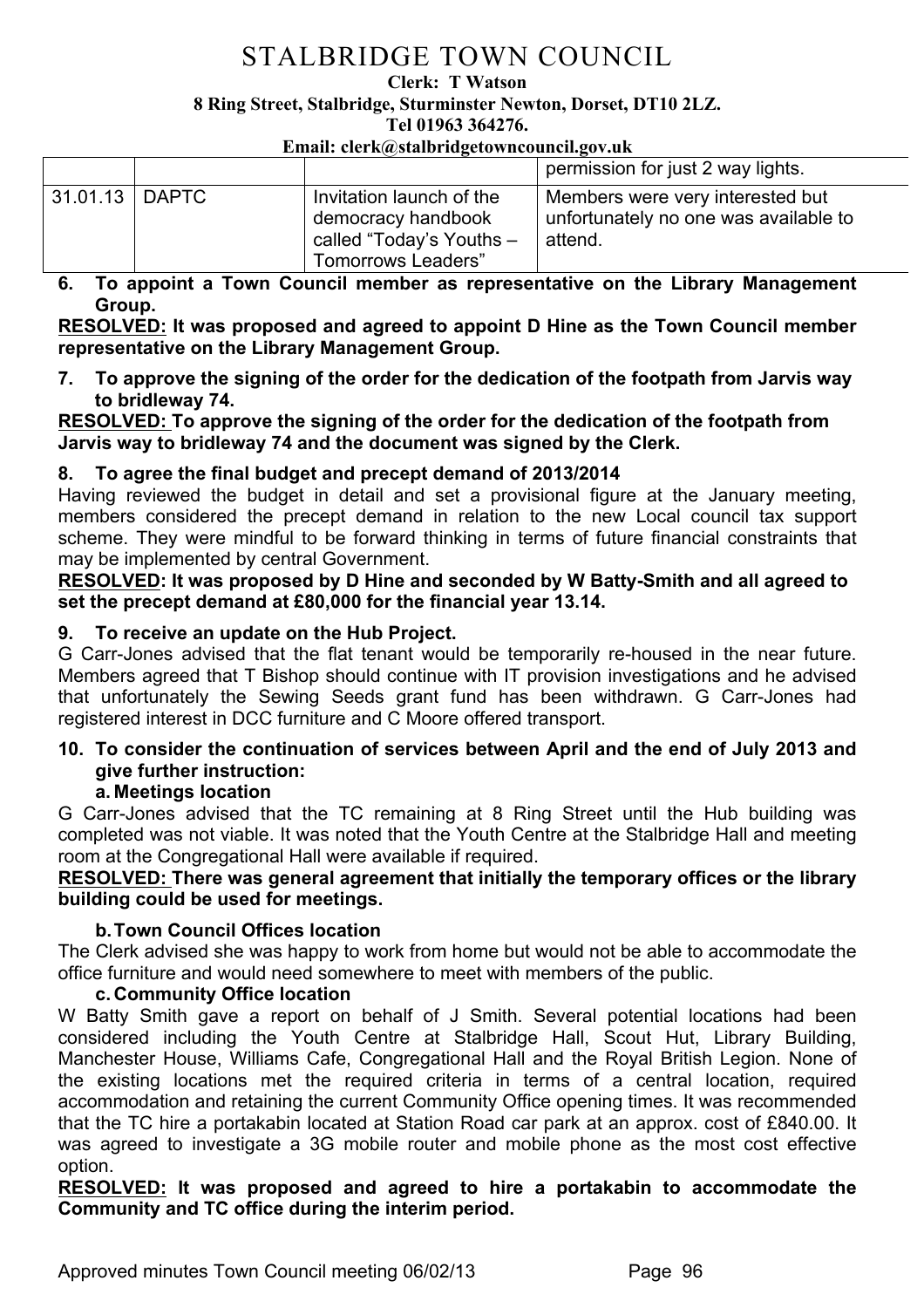# STALBRIDGE TOWN COUNCIL

**Clerk: T Watson**
**8 Ring Street, Stalbridge, Sturminster Newton, Dorset, DT10 2LZ.**
**Tel 01963 364276.**
**Email: clerk@stalbridgetowncouncil.gov.uk**

| | | | |
|---|---|---|---|
| | | | permission for just 2 way lights. |
| 31.01.13 | DAPTC | Invitation launch of the democracy handbook called "Today's Youths – Tomorrows Leaders" | Members were very interested but unfortunately no one was available to attend. |

**6. To appoint a Town Council member as representative on the Library Management Group.**

**RESOLVED: It was proposed and agreed to appoint D Hine as the Town Council member representative on the Library Management Group.**

**7. To approve the signing of the order for the dedication of the footpath from Jarvis way to bridleway 74.**

**RESOLVED: To approve the signing of the order for the dedication of the footpath from Jarvis way to bridleway 74 and the document was signed by the Clerk.**

**8. To agree the final budget and precept demand of 2013/2014**

Having reviewed the budget in detail and set a provisional figure at the January meeting, members considered the precept demand in relation to the new Local council tax support scheme. They were mindful to be forward thinking in terms of future financial constraints that may be implemented by central Government.

**RESOLVED: It was proposed by D Hine and seconded by W Batty-Smith and all agreed to set the precept demand at £80,000 for the financial year 13.14.**

**9. To receive an update on the Hub Project.**

G Carr-Jones advised that the flat tenant would be temporarily re-housed in the near future. Members agreed that T Bishop should continue with IT provision investigations and he advised that unfortunately the Sewing Seeds grant fund has been withdrawn. G Carr-Jones had registered interest in DCC furniture and C Moore offered transport.

**10. To consider the continuation of services between April and the end of July 2013 and give further instruction:**

**a. Meetings location**

G Carr-Jones advised that the TC remaining at 8 Ring Street until the Hub building was completed was not viable. It was noted that the Youth Centre at the Stalbridge Hall and meeting room at the Congregational Hall were available if required.

**RESOLVED: There was general agreement that initially the temporary offices or the library building could be used for meetings.**

**b. Town Council Offices location**

The Clerk advised she was happy to work from home but would not be able to accommodate the office furniture and would need somewhere to meet with members of the public.

**c. Community Office location**

W Batty Smith gave a report on behalf of J Smith. Several potential locations had been considered including the Youth Centre at Stalbridge Hall, Scout Hut, Library Building, Manchester House, Williams Cafe, Congregational Hall and the Royal British Legion. None of the existing locations met the required criteria in terms of a central location, required accommodation and retaining the current Community Office opening times. It was recommended that the TC hire a portakabin located at Station Road car park at an approx. cost of £840.00. It was agreed to investigate a 3G mobile router and mobile phone as the most cost effective option.

**RESOLVED: It was proposed and agreed to hire a portakabin to accommodate the Community and TC office during the interim period.**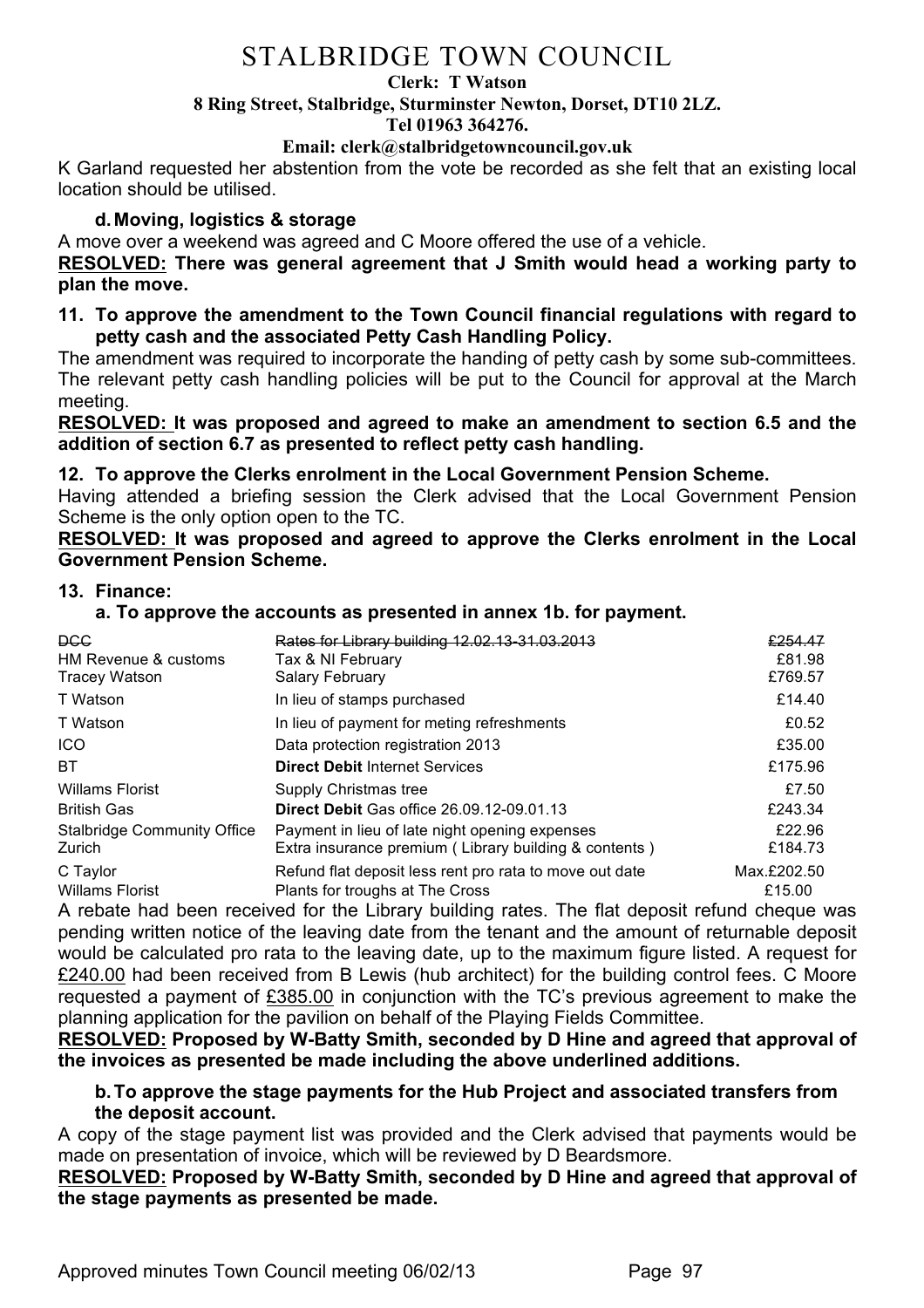# STALBRIDGE TOWN COUNCIL

**Clerk: T Watson**
**8 Ring Street, Stalbridge, Sturminster Newton, Dorset, DT10 2LZ.**
**Tel 01963 364276.**
**Email: clerk@stalbridgetowncouncil.gov.uk**

K Garland requested her abstention from the vote be recorded as she felt that an existing local location should be utilised.

### d. Moving, logistics & storage

A move over a weekend was agreed and C Moore offered the use of a vehicle.

**RESOLVED: There was general agreement that J Smith would head a working party to plan the move.**

### 11. To approve the amendment to the Town Council financial regulations with regard to petty cash and the associated Petty Cash Handling Policy.

The amendment was required to incorporate the handing of petty cash by some sub-committees. The relevant petty cash handling policies will be put to the Council for approval at the March meeting.

**RESOLVED: It was proposed and agreed to make an amendment to section 6.5 and the addition of section 6.7 as presented to reflect petty cash handling.**

### 12. To approve the Clerks enrolment in the Local Government Pension Scheme.

Having attended a briefing session the Clerk advised that the Local Government Pension Scheme is the only option open to the TC.

**RESOLVED: It was proposed and agreed to approve the Clerks enrolment in the Local Government Pension Scheme.**

### 13. Finance:

#### a. To approve the accounts as presented in annex 1b. for payment.

| | | |
|---|---|---|
| ~~DCC~~ | ~~Rates for Library building 12.02.13-31.03.2013~~ | ~~£254.47~~ |
| HM Revenue & customs | Tax & NI February | £81.98 |
| Tracey Watson | Salary February | £769.57 |
| T Watson | In lieu of stamps purchased | £14.40 |
| T Watson | In lieu of payment for meting refreshments | £0.52 |
| ICO | Data protection registration 2013 | £35.00 |
| BT | **Direct Debit** Internet Services | £175.96 |
| Willams Florist | Supply Christmas tree | £7.50 |
| British Gas | **Direct Debit** Gas office 26.09.12-09.01.13 | £243.34 |
| Stalbridge Community Office | Payment in lieu of late night opening expenses | £22.96 |
| Zurich | Extra insurance premium ( Library building & contents ) | £184.73 |
| C Taylor | Refund flat deposit less rent pro rata to move out date | Max.£202.50 |
| Willams Florist | Plants for troughs at The Cross | £15.00 |

A rebate had been received for the Library building rates. The flat deposit refund cheque was pending written notice of the leaving date from the tenant and the amount of returnable deposit would be calculated pro rata to the leaving date, up to the maximum figure listed. A request for <u>£240.00</u> had been received from B Lewis (hub architect) for the building control fees. C Moore requested a payment of <u>£385.00</u> in conjunction with the TC's previous agreement to make the planning application for the pavilion on behalf of the Playing Fields Committee.

**RESOLVED: Proposed by W-Batty Smith, seconded by D Hine and agreed that approval of the invoices as presented be made including the above underlined additions.**

#### b. To approve the stage payments for the Hub Project and associated transfers from the deposit account.

A copy of the stage payment list was provided and the Clerk advised that payments would be made on presentation of invoice, which will be reviewed by D Beardsmore.

**RESOLVED: Proposed by W-Batty Smith, seconded by D Hine and agreed that approval of the stage payments as presented be made.**

Approved minutes Town Council meeting 06/02/13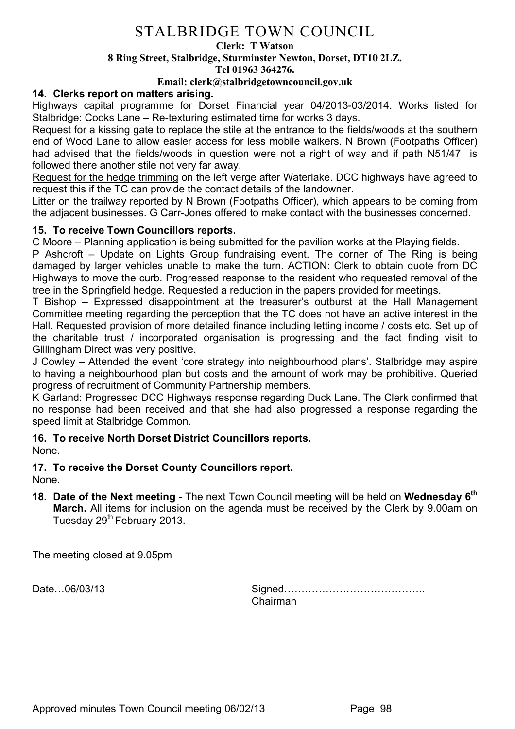# STALBRIDGE TOWN COUNCIL

**Clerk: T Watson**
**8 Ring Street, Stalbridge, Sturminster Newton, Dorset, DT10 2LZ.**
**Tel 01963 364276.**
**Email: clerk@stalbridgetowncouncil.gov.uk**

### 14. Clerks report on matters arising.

Highways capital programme for Dorset Financial year 04/2013-03/2014. Works listed for Stalbridge: Cooks Lane – Re-texturing estimated time for works 3 days.

Request for a kissing gate to replace the stile at the entrance to the fields/woods at the southern end of Wood Lane to allow easier access for less mobile walkers. N Brown (Footpaths Officer) had advised that the fields/woods in question were not a right of way and if path N51/47 is followed there another stile not very far away.

Request for the hedge trimming on the left verge after Waterlake. DCC highways have agreed to request this if the TC can provide the contact details of the landowner.

Litter on the trailway reported by N Brown (Footpaths Officer), which appears to be coming from the adjacent businesses. G Carr-Jones offered to make contact with the businesses concerned.

### 15. To receive Town Councillors reports.

C Moore – Planning application is being submitted for the pavilion works at the Playing fields.

P Ashcroft – Update on Lights Group fundraising event. The corner of The Ring is being damaged by larger vehicles unable to make the turn. ACTION: Clerk to obtain quote from DC Highways to move the curb. Progressed response to the resident who requested removal of the tree in the Springfield hedge. Requested a reduction in the papers provided for meetings.

T Bishop – Expressed disappointment at the treasurer's outburst at the Hall Management Committee meeting regarding the perception that the TC does not have an active interest in the Hall. Requested provision of more detailed finance including letting income / costs etc. Set up of the charitable trust / incorporated organisation is progressing and the fact finding visit to Gillingham Direct was very positive.

J Cowley – Attended the event 'core strategy into neighbourhood plans'. Stalbridge may aspire to having a neighbourhood plan but costs and the amount of work may be prohibitive. Queried progress of recruitment of Community Partnership members.

K Garland: Progressed DCC Highways response regarding Duck Lane. The Clerk confirmed that no response had been received and that she had also progressed a response regarding the speed limit at Stalbridge Common.

### 16. To receive North Dorset District Councillors reports.

None.

### 17. To receive the Dorset County Councillors report.

None.

**18. Date of the Next meeting -** The next Town Council meeting will be held on **Wednesday 6th March.** All items for inclusion on the agenda must be received by the Clerk by 9.00am on Tuesday 29th February 2013.

The meeting closed at 9.05pm

Date…06/03/13

Signed…………………………………..
Chairman

Approved minutes Town Council meeting 06/02/13